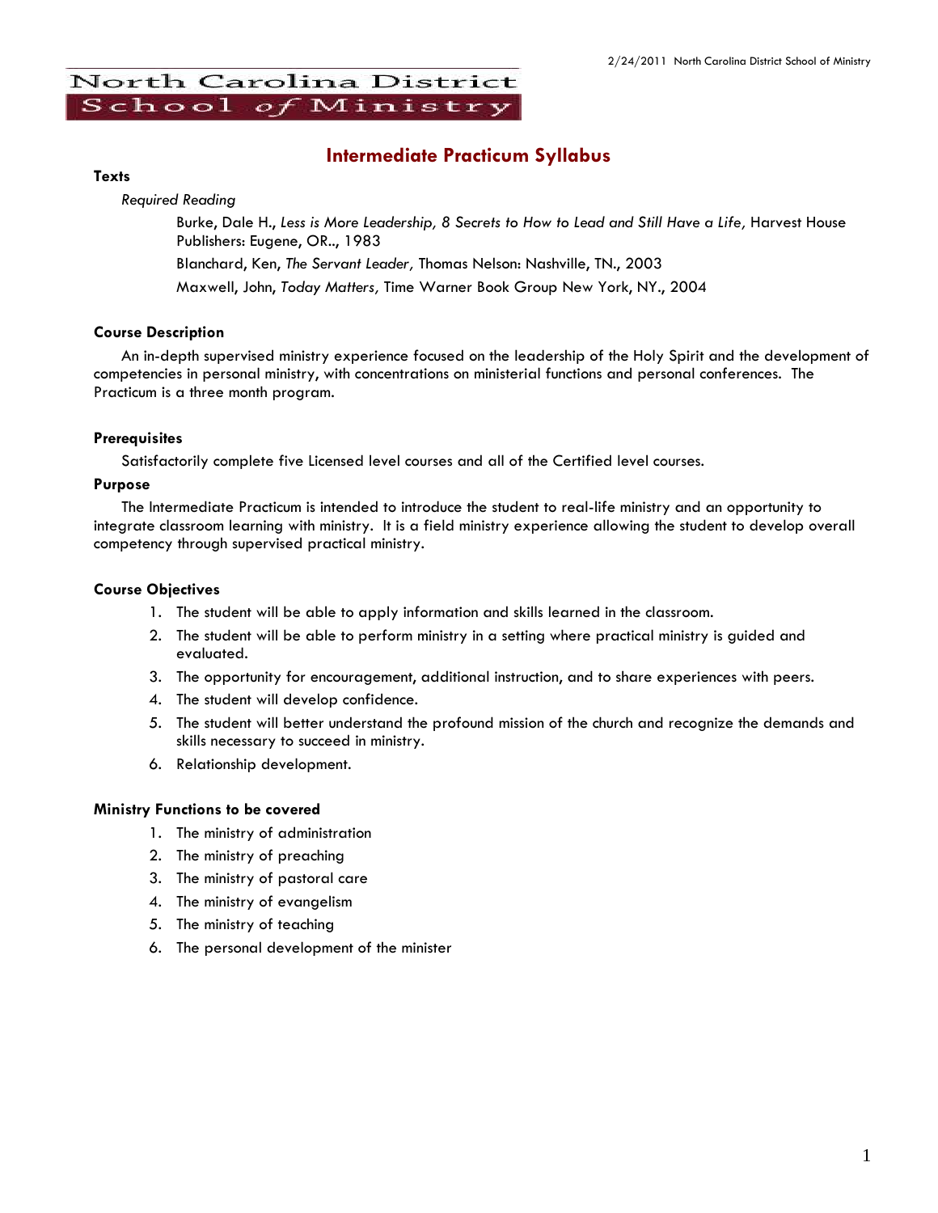North Carolina District School of Ministry

# Intermediate Practicum Syllabus

**Texts**

*Required Reading*

Burke, Dale H., *Less is More Leadership, 8 Secrets to How to Lead and Still Have a Life*, Harvest House Publishers: Eugene, OR.., 1983

Blanchard, Ken, *The Servant Leader,* Thomas Nelson: Nashville, TN., 2003

Maxwell, John, *Today Matters,* Time Warner Book Group New York, NY., 2004

**Course Description**

An in-depth supervised ministry experience focused on the leadership of the Holy Spirit and the development of competencies in personal ministry, with concentrations on ministerial functions and personal conferences. The Practicum is a three month program.

**Prerequisites**

Satisfactorily complete five Licensed level courses and all of the Certified level courses.

**Purpose**

The Intermediate Practicum is intended to introduce the student to real-life ministry and an opportunity to integrate classroom learning with ministry. It is a field ministry experience allowing the student to develop overall competency through supervised practical ministry.

**Course Objectives**

1. The student will be able to apply information and skills learned in the classroom.
2. The student will be able to perform ministry in a setting where practical ministry is guided and evaluated.
3. The opportunity for encouragement, additional instruction, and to share experiences with peers.
4. The student will develop confidence.
5. The student will better understand the profound mission of the church and recognize the demands and skills necessary to succeed in ministry.
6. Relationship development.

**Ministry Functions to be covered**

1. The ministry of administration
2. The ministry of preaching
3. The ministry of pastoral care
4. The ministry of evangelism
5. The ministry of teaching
6. The personal development of the minister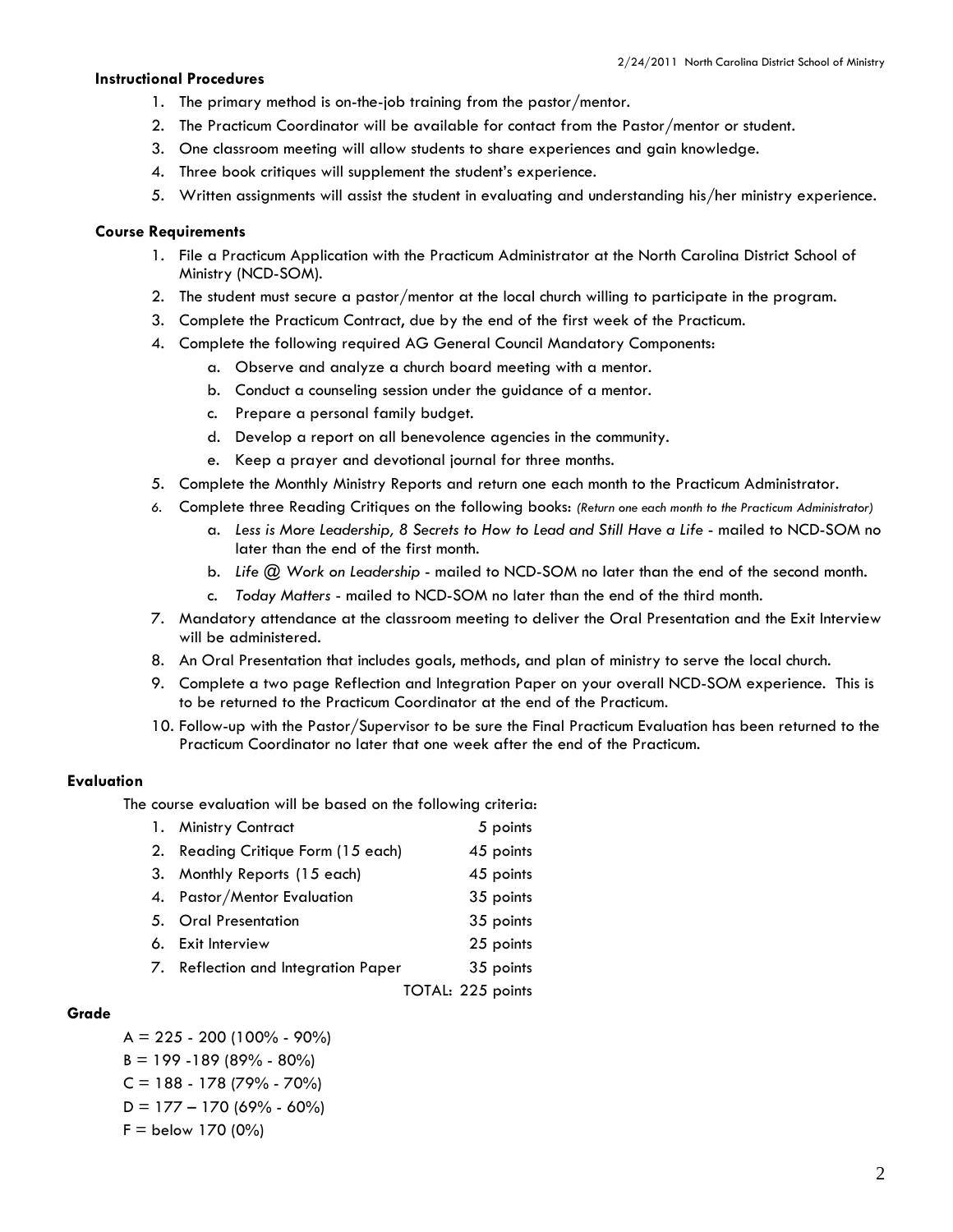**Instructional Procedures**

1. The primary method is on-the-job training from the pastor/mentor.
2. The Practicum Coordinator will be available for contact from the Pastor/mentor or student.
3. One classroom meeting will allow students to share experiences and gain knowledge.
4. Three book critiques will supplement the student's experience.
5. Written assignments will assist the student in evaluating and understanding his/her ministry experience.

**Course Requirements**

1. File a Practicum Application with the Practicum Administrator at the North Carolina District School of Ministry (NCD-SOM).
2. The student must secure a pastor/mentor at the local church willing to participate in the program.
3. Complete the Practicum Contract, due by the end of the first week of the Practicum.
4. Complete the following required AG General Council Mandatory Components:
   a. Observe and analyze a church board meeting with a mentor.
   b. Conduct a counseling session under the guidance of a mentor.
   c. Prepare a personal family budget.
   d. Develop a report on all benevolence agencies in the community.
   e. Keep a prayer and devotional journal for three months.
5. Complete the Monthly Ministry Reports and return one each month to the Practicum Administrator.
6. Complete three Reading Critiques on the following books: *(Return one each month to the Practicum Administrator)*
   a. *Less is More Leadership, 8 Secrets to How to Lead and Still Have a Life* - mailed to NCD-SOM no later than the end of the first month.
   b. *Life @ Work on Leadership* - mailed to NCD-SOM no later than the end of the second month.
   c. *Today Matters* - mailed to NCD-SOM no later than the end of the third month.
7. Mandatory attendance at the classroom meeting to deliver the Oral Presentation and the Exit Interview will be administered.
8. An Oral Presentation that includes goals, methods, and plan of ministry to serve the local church.
9. Complete a two page Reflection and Integration Paper on your overall NCD-SOM experience. This is to be returned to the Practicum Coordinator at the end of the Practicum.
10. Follow-up with the Pastor/Supervisor to be sure the Final Practicum Evaluation has been returned to the Practicum Coordinator no later that one week after the end of the Practicum.

**Evaluation**

The course evaluation will be based on the following criteria:

| | |
|---|---|
| 1. Ministry Contract | 5 points |
| 2. Reading Critique Form (15 each) | 45 points |
| 3. Monthly Reports (15 each) | 45 points |
| 4. Pastor/Mentor Evaluation | 35 points |
| 5. Oral Presentation | 35 points |
| 6. Exit Interview | 25 points |
| 7. Reflection and Integration Paper | 35 points |
| | TOTAL: 225 points |

**Grade**

A = 225 - 200 (100% - 90%)
B = 199 -189 (89% - 80%)
C = 188 - 178 (79% - 70%)
D = 177 – 170 (69% - 60%)
F = below 170 (0%)